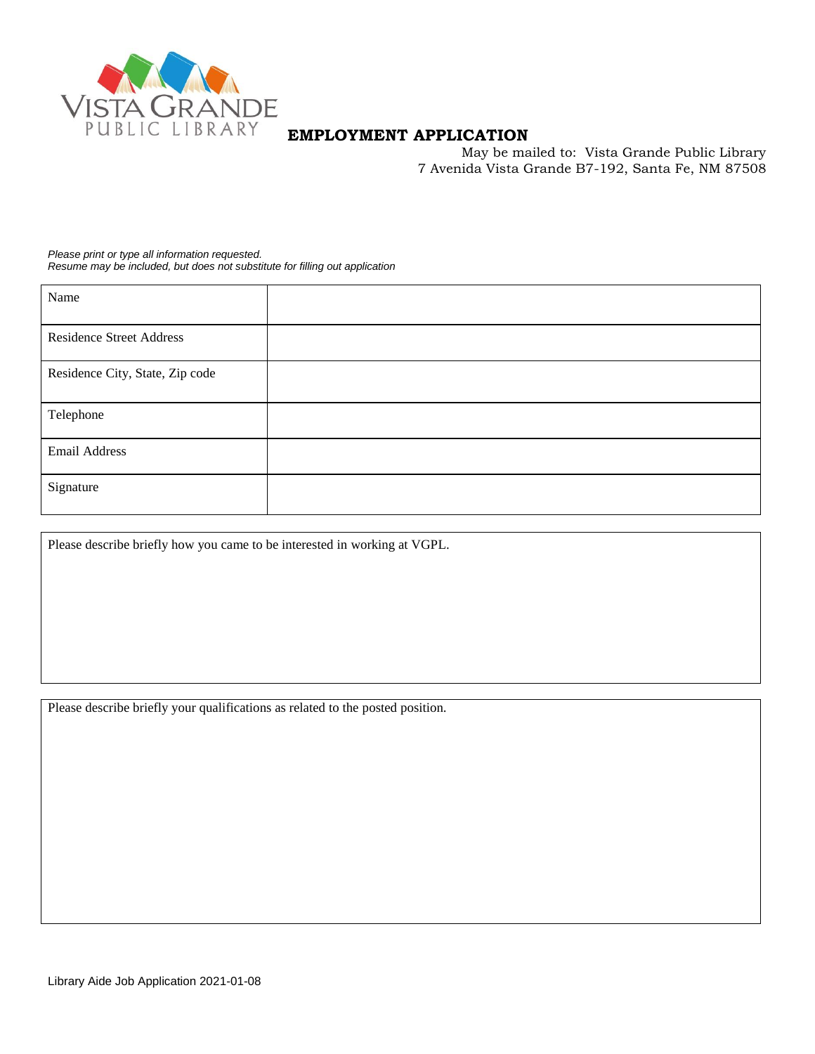VISTA GRANDE
PUBLIC LIBRARY

# EMPLOYMENT APPLICATION

May be mailed to: Vista Grande Public Library
7 Avenida Vista Grande B7-192, Santa Fe, NM 87508

*Please print or type all information requested.*
*Resume may be included, but does not substitute for filling out application*

| Name | |
|---|---|
| Residence Street Address | |
| Residence City, State, Zip code | |
| Telephone | |
| Email Address | |
| Signature | |

| Please describe briefly how you came to be interested in working at VGPL. |
|---|
| |

| Please describe briefly your qualifications as related to the posted position. |
|---|
| |

Library Aide Job Application 2021-01-08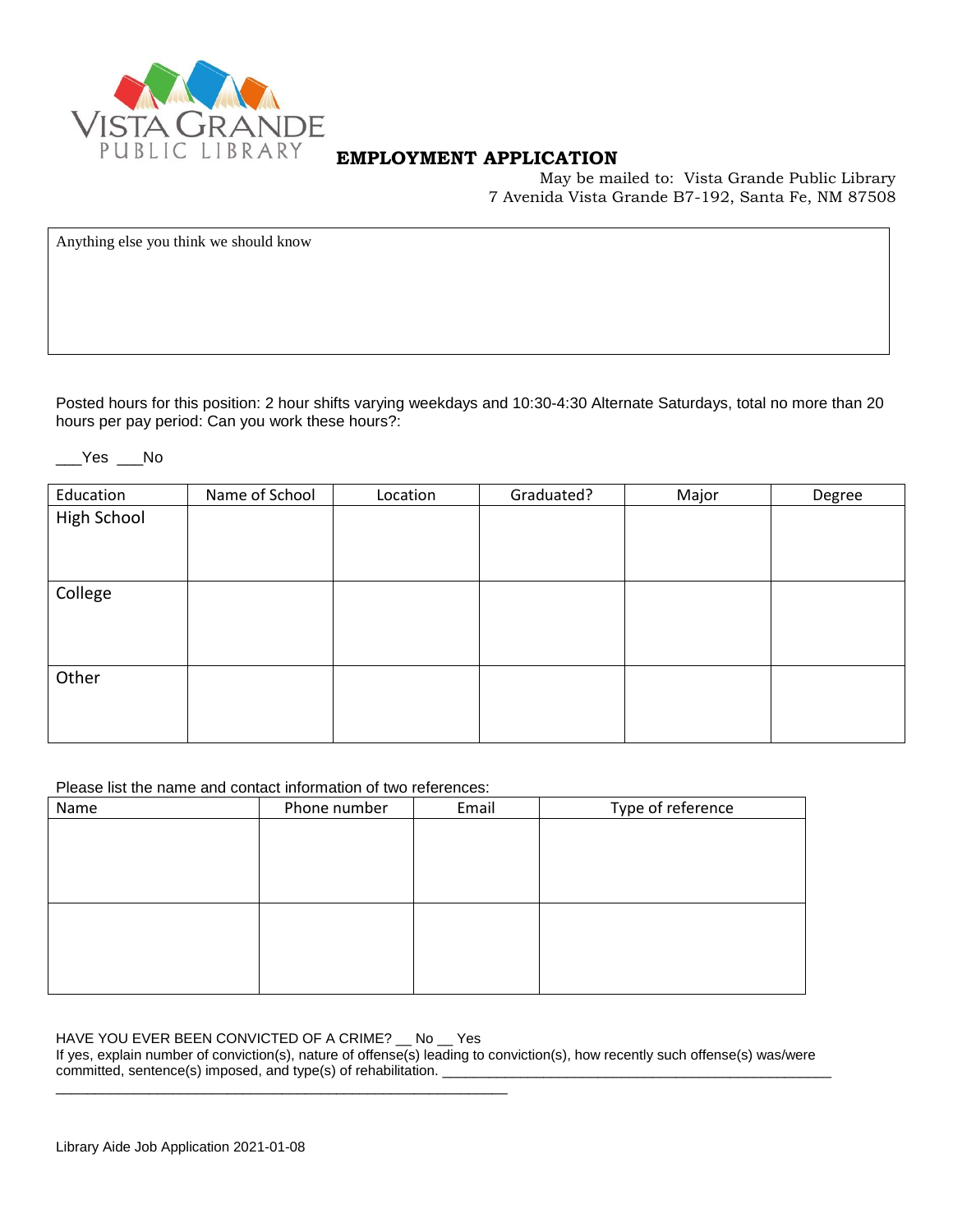VISTA GRANDE PUBLIC LIBRARY

## EMPLOYMENT APPLICATION

May be mailed to: Vista Grande Public Library
7 Avenida Vista Grande B7-192, Santa Fe, NM 87508

Anything else you think we should know

Posted hours for this position: 2 hour shifts varying weekdays and 10:30-4:30 Alternate Saturdays, total no more than 20 hours per pay period: Can you work these hours?:

___Yes ___No

| Education | Name of School | Location | Graduated? | Major | Degree |
|---|---|---|---|---|---|
| High School | | | | | |
| College | | | | | |
| Other | | | | | |

Please list the name and contact information of two references:

| Name | Phone number | Email | Type of reference |
|---|---|---|---|
| | | | |
| | | | |

HAVE YOU EVER BEEN CONVICTED OF A CRIME? __ No __ Yes
If yes, explain number of conviction(s), nature of offense(s) leading to conviction(s), how recently such offense(s) was/were committed, sentence(s) imposed, and type(s) of rehabilitation. ___________________________________________________
___________________________________________________________

Library Aide Job Application 2021-01-08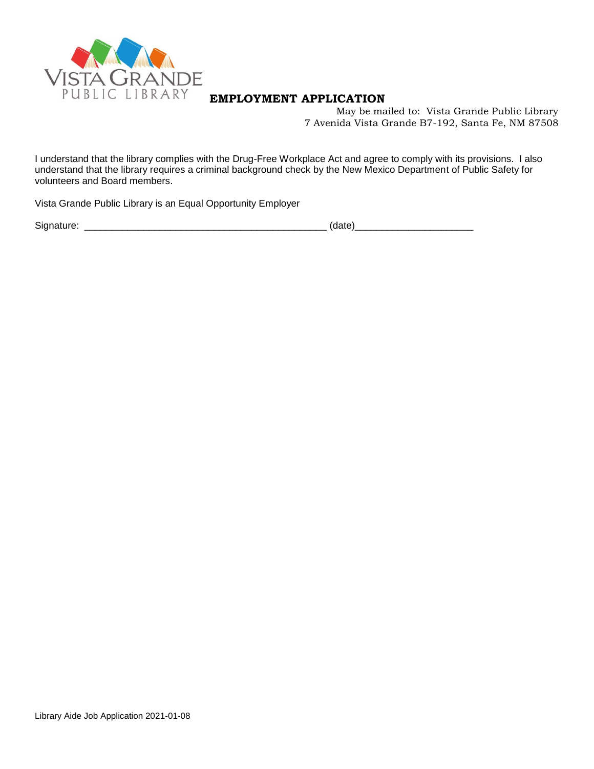VISTA GRANDE
PUBLIC LIBRARY

## EMPLOYMENT APPLICATION

May be mailed to: Vista Grande Public Library
7 Avenida Vista Grande B7-192, Santa Fe, NM 87508

I understand that the library complies with the Drug-Free Workplace Act and agree to comply with its provisions. I also understand that the library requires a criminal background check by the New Mexico Department of Public Safety for volunteers and Board members.

Vista Grande Public Library is an Equal Opportunity Employer

Signature: _______________________________________________ (date)______________________

Library Aide Job Application 2021-01-08